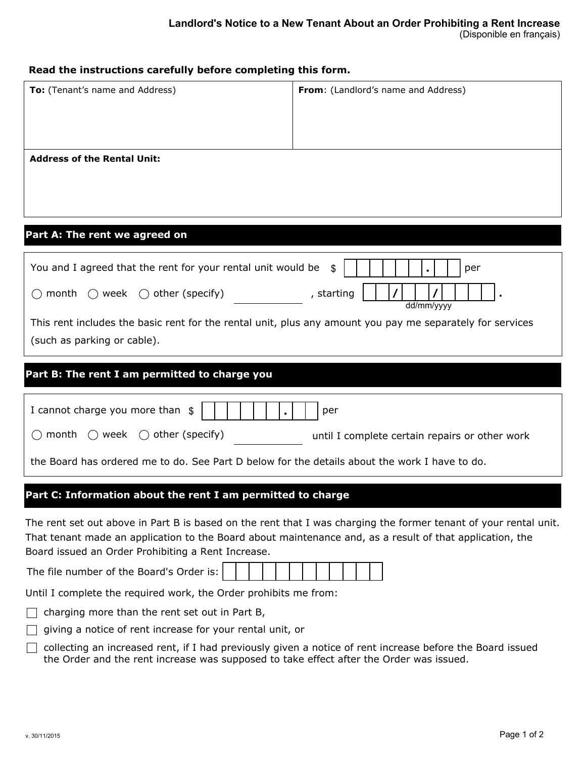# Landlord's Notice to a New Tenant About an Order Prohibiting a Rent Increase

(Disponible en français)

**Read the instructions carefully before completing this form.**

| **To:** (Tenant's name and Address) | **From**: (Landlord's name and Address) |
|---|---|
| | |
| **Address of the Rental Unit:** | |
| | |

## Part A: The rent we agreed on

You and I agreed that the rent for your rental unit would be $ ______ . ___ per

○ month ○ week ○ other (specify) __________ , starting ___/___/______ (dd/mm/yyyy).

This rent includes the basic rent for the rental unit, plus any amount you pay me separately for services (such as parking or cable).

## Part B: The rent I am permitted to charge you

I cannot charge you more than $ ______ . ___ per

○ month ○ week ○ other (specify) __________ until I complete certain repairs or other work the Board has ordered me to do. See Part D below for the details about the work I have to do.

## Part C: Information about the rent I am permitted to charge

The rent set out above in Part B is based on the rent that I was charging the former tenant of your rental unit. That tenant made an application to the Board about maintenance and, as a result of that application, the Board issued an Order Prohibiting a Rent Increase.

The file number of the Board's Order is: ____________

Until I complete the required work, the Order prohibits me from:

- ☐ charging more than the rent set out in Part B,
- ☐ giving a notice of rent increase for your rental unit, or
- ☐ collecting an increased rent, if I had previously given a notice of rent increase before the Board issued the Order and the rent increase was supposed to take effect after the Order was issued.

v. 30/11/2015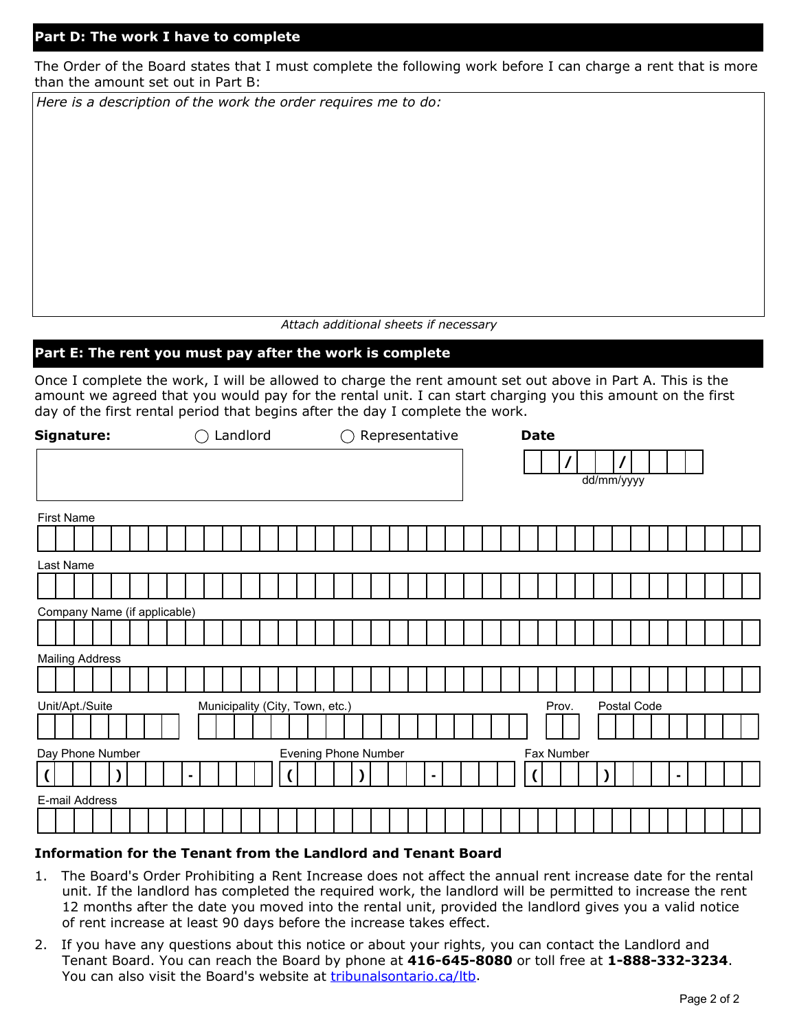## Part D: The work I have to complete

The Order of the Board states that I must complete the following work before I can charge a rent that is more than the amount set out in Part B:

*Here is a description of the work the order requires me to do:*

*Attach additional sheets if necessary*

## Part E: The rent you must pay after the work is complete

Once I complete the work, I will be allowed to charge the rent amount set out above in Part A. This is the amount we agreed that you would pay for the rental unit. I can start charging you this amount on the first day of the first rental period that begins after the day I complete the work.

**Signature:** ◯ Landlord ◯ Representative

**Date** \_\_/\_\_/\_\_\_\_ (dd/mm/yyyy)

First Name

Last Name

Company Name (if applicable)

Mailing Address

Unit/Apt./Suite

Municipality (City, Town, etc.)

Prov.

Postal Code

Day Phone Number ( ) -

Evening Phone Number ( ) -

Fax Number ( ) -

E-mail Address

**Information for the Tenant from the Landlord and Tenant Board**

1. The Board's Order Prohibiting a Rent Increase does not affect the annual rent increase date for the rental unit. If the landlord has completed the required work, the landlord will be permitted to increase the rent 12 months after the date you moved into the rental unit, provided the landlord gives you a valid notice of rent increase at least 90 days before the increase takes effect.
2. If you have any questions about this notice or about your rights, you can contact the Landlord and Tenant Board. You can reach the Board by phone at **416-645-8080** or toll free at **1-888-332-3234**. You can also visit the Board's website at tribunalsontario.ca/ltb.